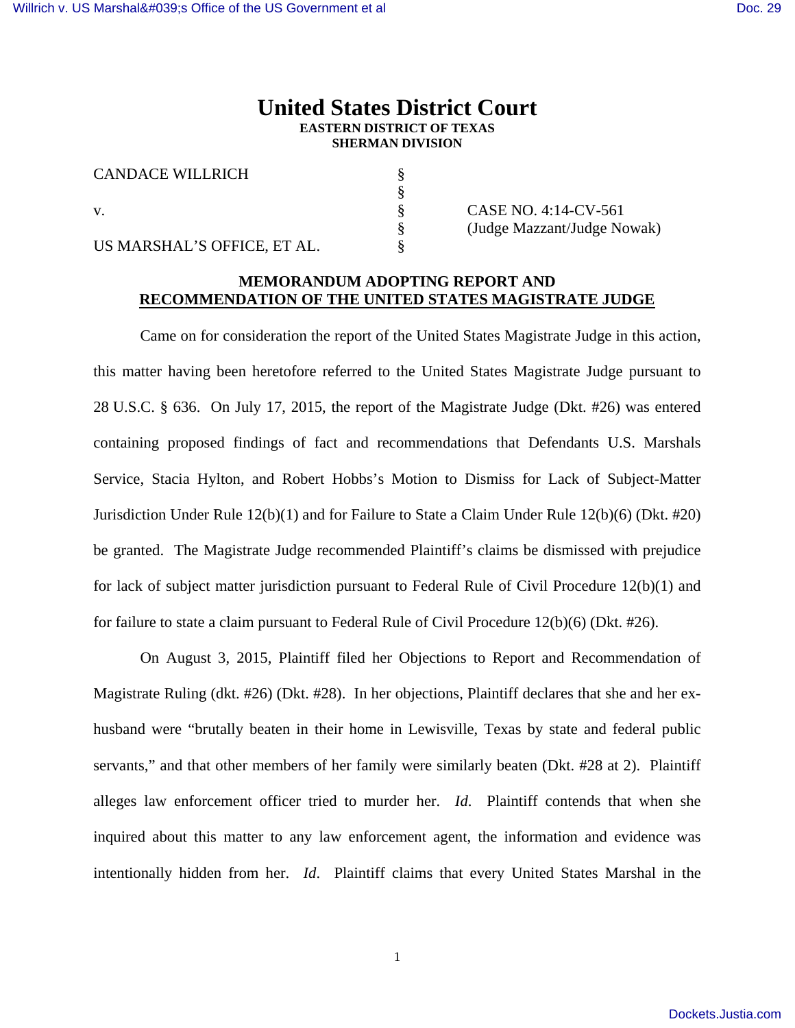# United States District Court

**EASTERN DISTRICT OF TEXAS**
**SHERMAN DIVISION**

| | | |
|---|---|---|
| CANDACE WILLRICH | § | |
| | § | |
| v. | § | CASE NO. 4:14-CV-561 |
| | § | (Judge Mazzant/Judge Nowak) |
| US MARSHAL'S OFFICE, ET AL. | § | |

## MEMORANDUM ADOPTING REPORT AND RECOMMENDATION OF THE UNITED STATES MAGISTRATE JUDGE

Came on for consideration the report of the United States Magistrate Judge in this action, this matter having been heretofore referred to the United States Magistrate Judge pursuant to 28 U.S.C. § 636. On July 17, 2015, the report of the Magistrate Judge (Dkt. #26) was entered containing proposed findings of fact and recommendations that Defendants U.S. Marshals Service, Stacia Hylton, and Robert Hobbs's Motion to Dismiss for Lack of Subject-Matter Jurisdiction Under Rule 12(b)(1) and for Failure to State a Claim Under Rule 12(b)(6) (Dkt. #20) be granted. The Magistrate Judge recommended Plaintiff's claims be dismissed with prejudice for lack of subject matter jurisdiction pursuant to Federal Rule of Civil Procedure 12(b)(1) and for failure to state a claim pursuant to Federal Rule of Civil Procedure 12(b)(6) (Dkt. #26).

On August 3, 2015, Plaintiff filed her Objections to Report and Recommendation of Magistrate Ruling (dkt. #26) (Dkt. #28). In her objections, Plaintiff declares that she and her ex-husband were "brutally beaten in their home in Lewisville, Texas by state and federal public servants," and that other members of her family were similarly beaten (Dkt. #28 at 2). Plaintiff alleges law enforcement officer tried to murder her. *Id*. Plaintiff contends that when she inquired about this matter to any law enforcement agent, the information and evidence was intentionally hidden from her. *Id*. Plaintiff claims that every United States Marshal in the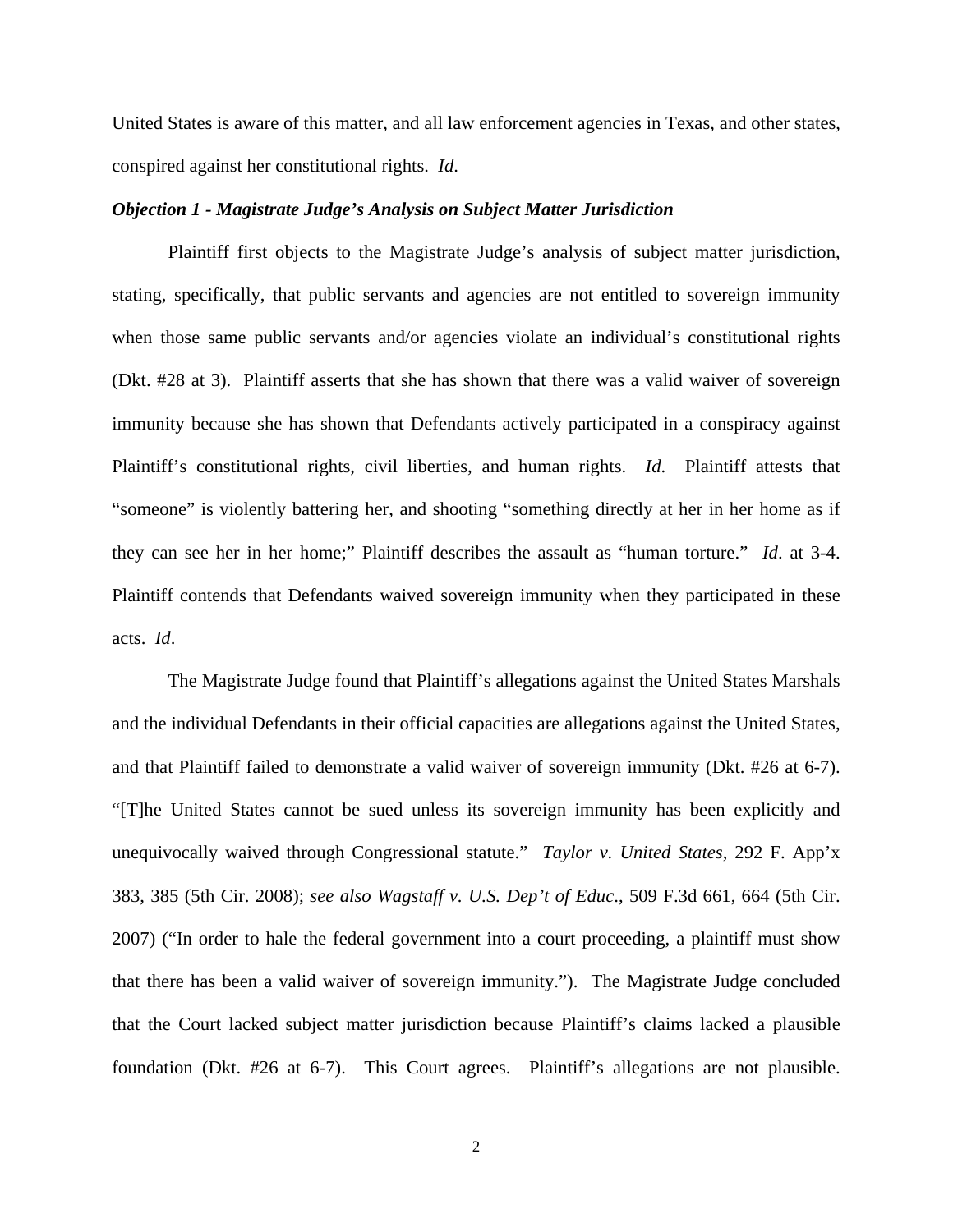United States is aware of this matter, and all law enforcement agencies in Texas, and other states, conspired against her constitutional rights. *Id*.

***Objection 1 - Magistrate Judge's Analysis on Subject Matter Jurisdiction***

Plaintiff first objects to the Magistrate Judge's analysis of subject matter jurisdiction, stating, specifically, that public servants and agencies are not entitled to sovereign immunity when those same public servants and/or agencies violate an individual's constitutional rights (Dkt. #28 at 3). Plaintiff asserts that she has shown that there was a valid waiver of sovereign immunity because she has shown that Defendants actively participated in a conspiracy against Plaintiff's constitutional rights, civil liberties, and human rights. *Id*. Plaintiff attests that "someone" is violently battering her, and shooting "something directly at her in her home as if they can see her in her home;" Plaintiff describes the assault as "human torture." *Id*. at 3-4. Plaintiff contends that Defendants waived sovereign immunity when they participated in these acts. *Id*.

The Magistrate Judge found that Plaintiff's allegations against the United States Marshals and the individual Defendants in their official capacities are allegations against the United States, and that Plaintiff failed to demonstrate a valid waiver of sovereign immunity (Dkt. #26 at 6-7). "[T]he United States cannot be sued unless its sovereign immunity has been explicitly and unequivocally waived through Congressional statute." *Taylor v. United States*, 292 F. App'x 383, 385 (5th Cir. 2008); *see also Wagstaff v. U.S. Dep't of Educ.*, 509 F.3d 661, 664 (5th Cir. 2007) ("In order to hale the federal government into a court proceeding, a plaintiff must show that there has been a valid waiver of sovereign immunity."). The Magistrate Judge concluded that the Court lacked subject matter jurisdiction because Plaintiff's claims lacked a plausible foundation (Dkt. #26 at 6-7). This Court agrees. Plaintiff's allegations are not plausible.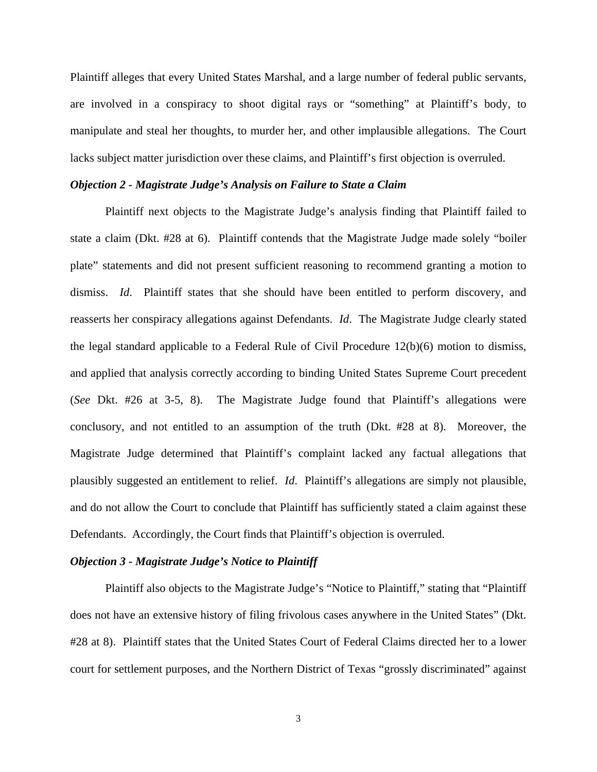Plaintiff alleges that every United States Marshal, and a large number of federal public servants, are involved in a conspiracy to shoot digital rays or "something" at Plaintiff's body, to manipulate and steal her thoughts, to murder her, and other implausible allegations. The Court lacks subject matter jurisdiction over these claims, and Plaintiff's first objection is overruled.

***Objection 2 - Magistrate Judge's Analysis on Failure to State a Claim***

Plaintiff next objects to the Magistrate Judge's analysis finding that Plaintiff failed to state a claim (Dkt. #28 at 6). Plaintiff contends that the Magistrate Judge made solely "boiler plate" statements and did not present sufficient reasoning to recommend granting a motion to dismiss. *Id*. Plaintiff states that she should have been entitled to perform discovery, and reasserts her conspiracy allegations against Defendants. *Id*. The Magistrate Judge clearly stated the legal standard applicable to a Federal Rule of Civil Procedure 12(b)(6) motion to dismiss, and applied that analysis correctly according to binding United States Supreme Court precedent (*See* Dkt. #26 at 3-5, 8). The Magistrate Judge found that Plaintiff's allegations were conclusory, and not entitled to an assumption of the truth (Dkt. #28 at 8). Moreover, the Magistrate Judge determined that Plaintiff's complaint lacked any factual allegations that plausibly suggested an entitlement to relief. *Id*. Plaintiff's allegations are simply not plausible, and do not allow the Court to conclude that Plaintiff has sufficiently stated a claim against these Defendants. Accordingly, the Court finds that Plaintiff's objection is overruled.

***Objection 3 - Magistrate Judge's Notice to Plaintiff***

Plaintiff also objects to the Magistrate Judge's "Notice to Plaintiff," stating that "Plaintiff does not have an extensive history of filing frivolous cases anywhere in the United States" (Dkt. #28 at 8). Plaintiff states that the United States Court of Federal Claims directed her to a lower court for settlement purposes, and the Northern District of Texas "grossly discriminated" against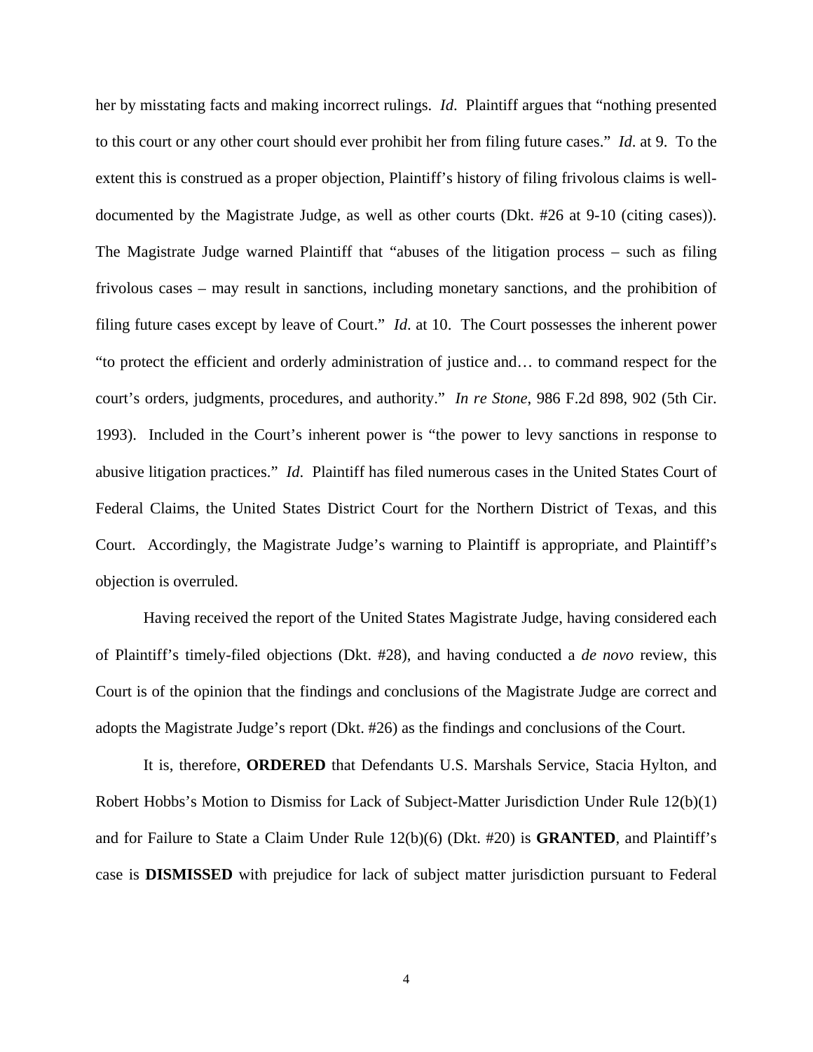her by misstating facts and making incorrect rulings. *Id*. Plaintiff argues that "nothing presented to this court or any other court should ever prohibit her from filing future cases." *Id*. at 9. To the extent this is construed as a proper objection, Plaintiff's history of filing frivolous claims is well-documented by the Magistrate Judge, as well as other courts (Dkt. #26 at 9-10 (citing cases)). The Magistrate Judge warned Plaintiff that "abuses of the litigation process – such as filing frivolous cases – may result in sanctions, including monetary sanctions, and the prohibition of filing future cases except by leave of Court." *Id*. at 10. The Court possesses the inherent power "to protect the efficient and orderly administration of justice and… to command respect for the court's orders, judgments, procedures, and authority." *In re Stone*, 986 F.2d 898, 902 (5th Cir. 1993). Included in the Court's inherent power is "the power to levy sanctions in response to abusive litigation practices." *Id*. Plaintiff has filed numerous cases in the United States Court of Federal Claims, the United States District Court for the Northern District of Texas, and this Court. Accordingly, the Magistrate Judge's warning to Plaintiff is appropriate, and Plaintiff's objection is overruled.

Having received the report of the United States Magistrate Judge, having considered each of Plaintiff's timely-filed objections (Dkt. #28), and having conducted a *de novo* review, this Court is of the opinion that the findings and conclusions of the Magistrate Judge are correct and adopts the Magistrate Judge's report (Dkt. #26) as the findings and conclusions of the Court.

It is, therefore, **ORDERED** that Defendants U.S. Marshals Service, Stacia Hylton, and Robert Hobbs's Motion to Dismiss for Lack of Subject-Matter Jurisdiction Under Rule 12(b)(1) and for Failure to State a Claim Under Rule 12(b)(6) (Dkt. #20) is **GRANTED**, and Plaintiff's case is **DISMISSED** with prejudice for lack of subject matter jurisdiction pursuant to Federal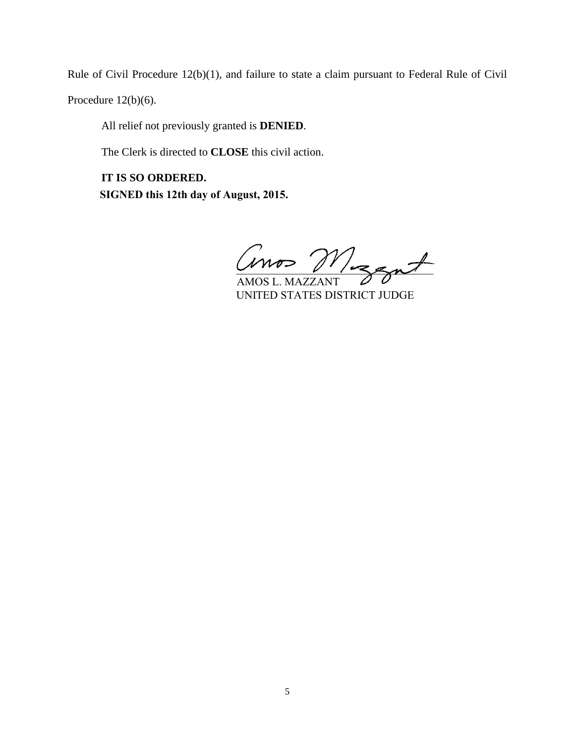Rule of Civil Procedure 12(b)(1), and failure to state a claim pursuant to Federal Rule of Civil Procedure 12(b)(6).

All relief not previously granted is **DENIED**.

The Clerk is directed to **CLOSE** this civil action.

**IT IS SO ORDERED.**

**SIGNED this 12th day of August, 2015.**

AMOS L. MAZZANT
UNITED STATES DISTRICT JUDGE